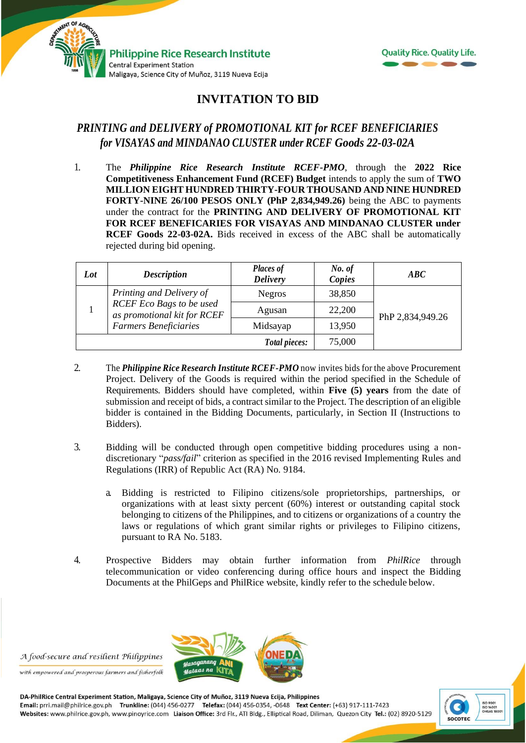# INVITATION TO BID

## *PRINTING and DELIVERY of PROMOTIONAL KIT for RCEF BENEFICIARIES for VISAYAS and MINDANAO CLUSTER under RCEF Goods 22-03-02A*

1. The ***Philippine Rice Research Institute RCEF-PMO***, through the **2022 Rice Competitiveness Enhancement Fund (RCEF) Budget** intends to apply the sum of **TWO MILLION EIGHT HUNDRED THIRTY-FOUR THOUSAND AND NINE HUNDRED FORTY-NINE 26/100 PESOS ONLY (PhP 2,834,949.26)** being the ABC to payments under the contract for the **PRINTING AND DELIVERY OF PROMOTIONAL KIT FOR RCEF BENEFICARIES FOR VISAYAS AND MINDANAO CLUSTER under RCEF Goods 22-03-02A.** Bids received in excess of the ABC shall be automatically rejected during bid opening.

| *Lot* | *Description* | *Places of Delivery* | *No. of Copies* | *ABC* |
|---|---|---|---|---|
| 1 | *Printing and Delivery of RCEF Eco Bags to be used as promotional kit for RCEF Farmers Beneficiaries* | Negros | 38,850 | PhP 2,834,949.26 |
| | | Agusan | 22,200 | |
| | | Midsayap | 13,950 | |
| | | *Total pieces:* | 75,000 | |

2. The ***Philippine Rice Research Institute RCEF-PMO*** now invites bids for the above Procurement Project. Delivery of the Goods is required within the period specified in the Schedule of Requirements. Bidders should have completed, within **Five (5) years** from the date of submission and receipt of bids, a contract similar to the Project. The description of an eligible bidder is contained in the Bidding Documents, particularly, in Section II (Instructions to Bidders).

3. Bidding will be conducted through open competitive bidding procedures using a non-discretionary "*pass/fail*" criterion as specified in the 2016 revised Implementing Rules and Regulations (IRR) of Republic Act (RA) No. 9184.

   a. Bidding is restricted to Filipino citizens/sole proprietorships, partnerships, or organizations with at least sixty percent (60%) interest or outstanding capital stock belonging to citizens of the Philippines, and to citizens or organizations of a country the laws or regulations of which grant similar rights or privileges to Filipino citizens, pursuant to RA No. 5183.

4. Prospective Bidders may obtain further information from *PhilRice* through telecommunication or video conferencing during office hours and inspect the Bidding Documents at the PhilGeps and PhilRice website, kindly refer to the schedule below.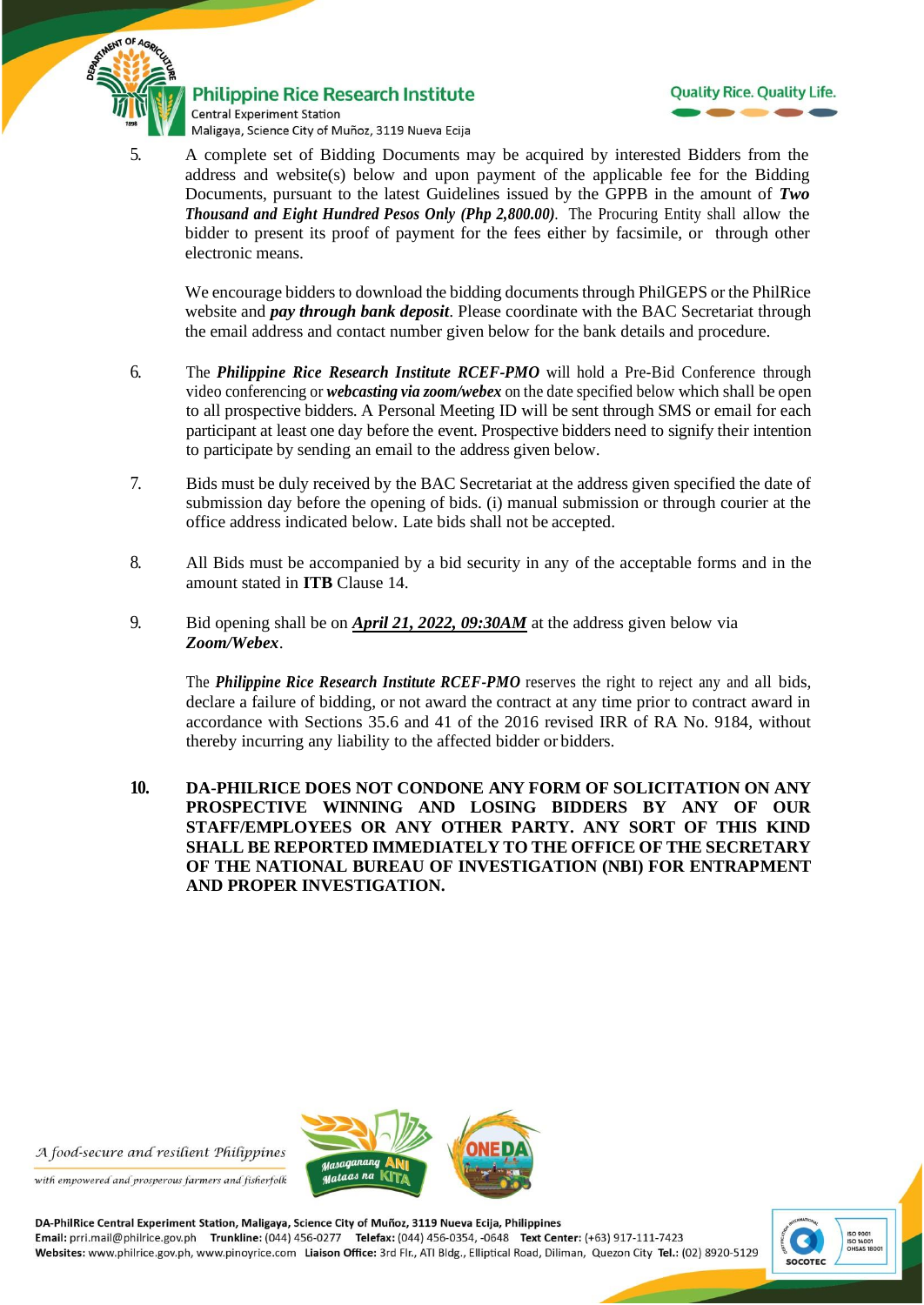5. A complete set of Bidding Documents may be acquired by interested Bidders from the address and website(s) below and upon payment of the applicable fee for the Bidding Documents, pursuant to the latest Guidelines issued by the GPPB in the amount of ***Two Thousand and Eight Hundred Pesos Only (Php 2,800.00)***. The Procuring Entity shall allow the bidder to present its proof of payment for the fees either by facsimile, or through other electronic means.

   We encourage bidders to download the bidding documents through PhilGEPS or the PhilRice website and ***pay through bank deposit***. Please coordinate with the BAC Secretariat through the email address and contact number given below for the bank details and procedure.

6. The ***Philippine Rice Research Institute RCEF-PMO*** will hold a Pre-Bid Conference through video conferencing or ***webcasting via zoom/webex*** on the date specified below which shall be open to all prospective bidders. A Personal Meeting ID will be sent through SMS or email for each participant at least one day before the event. Prospective bidders need to signify their intention to participate by sending an email to the address given below.

7. Bids must be duly received by the BAC Secretariat at the address given specified the date of submission day before the opening of bids. (i) manual submission or through courier at the office address indicated below. Late bids shall not be accepted.

8. All Bids must be accompanied by a bid security in any of the acceptable forms and in the amount stated in **ITB** Clause 14.

9. Bid opening shall be on ***April 21, 2022, 09:30AM*** at the address given below via ***Zoom/Webex***.

   The ***Philippine Rice Research Institute RCEF-PMO*** reserves the right to reject any and all bids, declare a failure of bidding, or not award the contract at any time prior to contract award in accordance with Sections 35.6 and 41 of the 2016 revised IRR of RA No. 9184, without thereby incurring any liability to the affected bidder or bidders.

10. **DA-PHILRICE DOES NOT CONDONE ANY FORM OF SOLICITATION ON ANY PROSPECTIVE WINNING AND LOSING BIDDERS BY ANY OF OUR STAFF/EMPLOYEES OR ANY OTHER PARTY. ANY SORT OF THIS KIND SHALL BE REPORTED IMMEDIATELY TO THE OFFICE OF THE SECRETARY OF THE NATIONAL BUREAU OF INVESTIGATION (NBI) FOR ENTRAPMENT AND PROPER INVESTIGATION.**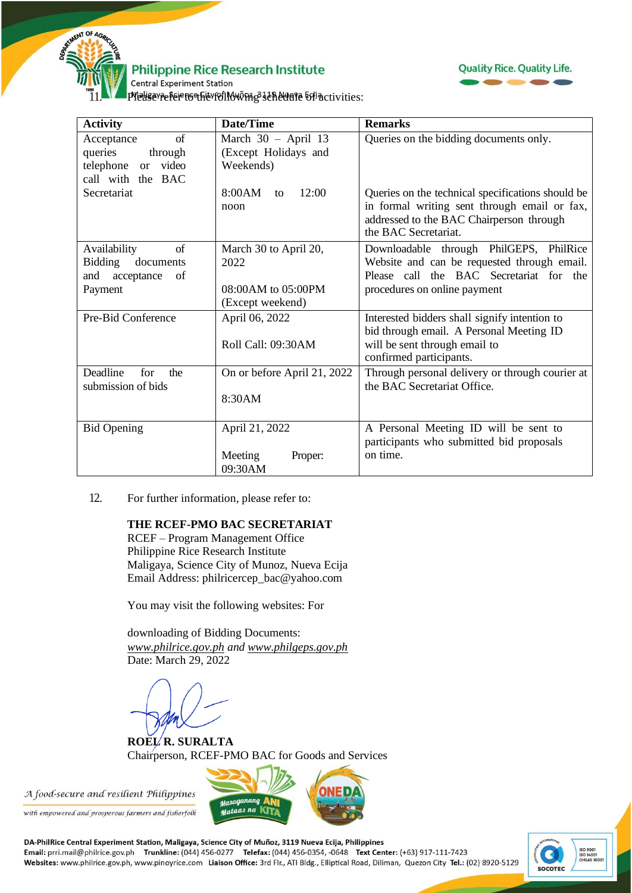11. Please refer to the following schedule of activities:

| Activity | Date/Time | Remarks |
|---|---|---|
| Acceptance of queries through telephone or video call with the BAC Secretariat | March 30 – April 13 (Except Holidays and Weekends)<br><br>8:00AM to 12:00 noon | Queries on the bidding documents only.<br><br>Queries on the technical specifications should be in formal writing sent through email or fax, addressed to the BAC Chairperson through the BAC Secretariat. |
| Availability of Bidding documents and acceptance of Payment | March 30 to April 20, 2022<br><br>08:00AM to 05:00PM (Except weekend) | Downloadable through PhilGEPS, PhilRice Website and can be requested through email. Please call the BAC Secretariat for the procedures on online payment |
| Pre-Bid Conference | April 06, 2022<br><br>Roll Call: 09:30AM | Interested bidders shall signify intention to bid through email. A Personal Meeting ID will be sent through email to confirmed participants. |
| Deadline for the submission of bids | On or before April 21, 2022<br><br>8:30AM | Through personal delivery or through courier at the BAC Secretariat Office. |
| Bid Opening | April 21, 2022<br><br>Meeting Proper: 09:30AM | A Personal Meeting ID will be sent to participants who submitted bid proposals on time. |

12. For further information, please refer to:

**THE RCEF-PMO BAC SECRETARIAT**
RCEF – Program Management Office
Philippine Rice Research Institute
Maligaya, Science City of Munoz, Nueva Ecija
Email Address: philricercep_bac@yahoo.com

You may visit the following websites: For

downloading of Bidding Documents:
*www.philrice.gov.ph and www.philgeps.gov.ph*
Date: March 29, 2022

**ROEL R. SURALTA**
Chairperson, RCEF-PMO BAC for Goods and Services